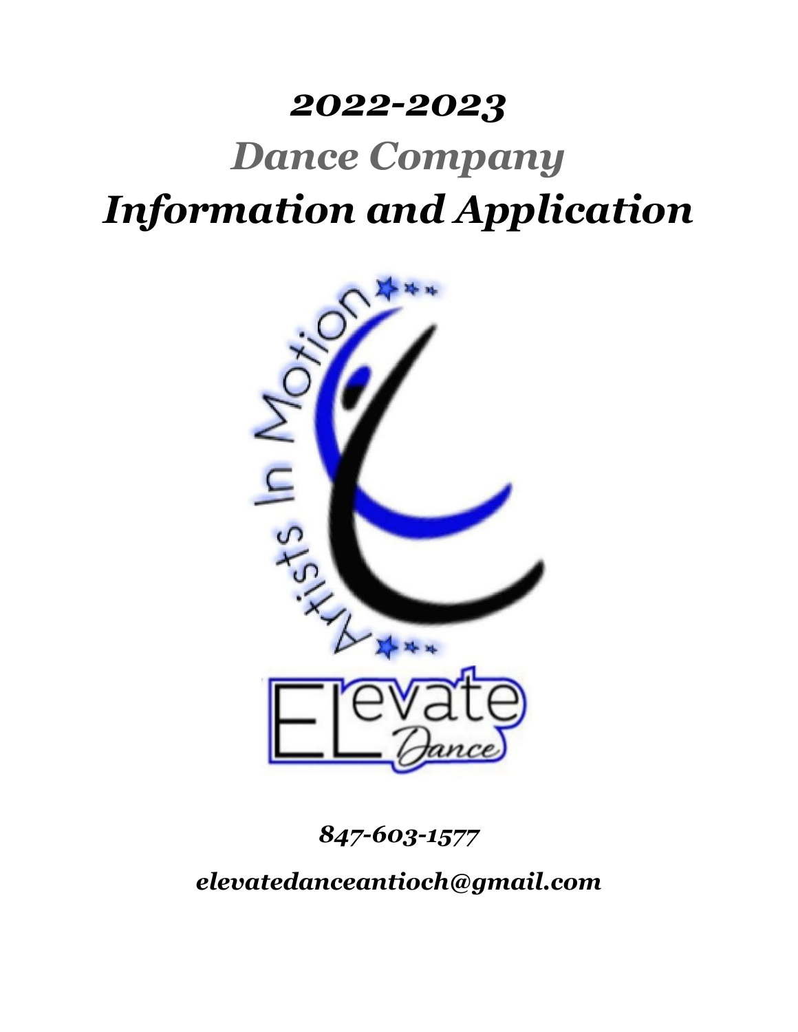# *2022-2023*

# *Dance Company*

# *Information and Application*

***847-603-1577***

***elevatedanceantioch@gmail.com***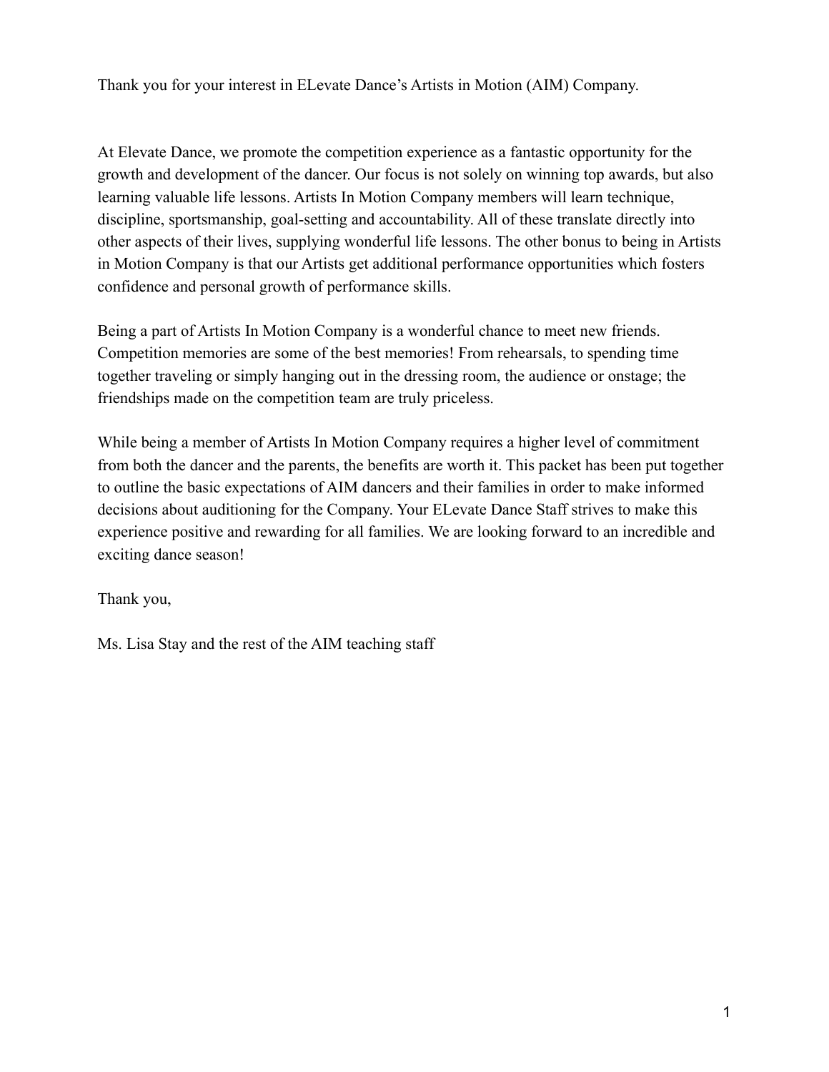Thank you for your interest in ELevate Dance's Artists in Motion (AIM) Company.

At Elevate Dance, we promote the competition experience as a fantastic opportunity for the growth and development of the dancer. Our focus is not solely on winning top awards, but also learning valuable life lessons. Artists In Motion Company members will learn technique, discipline, sportsmanship, goal-setting and accountability. All of these translate directly into other aspects of their lives, supplying wonderful life lessons. The other bonus to being in Artists in Motion Company is that our Artists get additional performance opportunities which fosters confidence and personal growth of performance skills.

Being a part of Artists In Motion Company is a wonderful chance to meet new friends. Competition memories are some of the best memories! From rehearsals, to spending time together traveling or simply hanging out in the dressing room, the audience or onstage; the friendships made on the competition team are truly priceless.

While being a member of Artists In Motion Company requires a higher level of commitment from both the dancer and the parents, the benefits are worth it. This packet has been put together to outline the basic expectations of AIM dancers and their families in order to make informed decisions about auditioning for the Company. Your ELevate Dance Staff strives to make this experience positive and rewarding for all families. We are looking forward to an incredible and exciting dance season!

Thank you,

Ms. Lisa Stay and the rest of the AIM teaching staff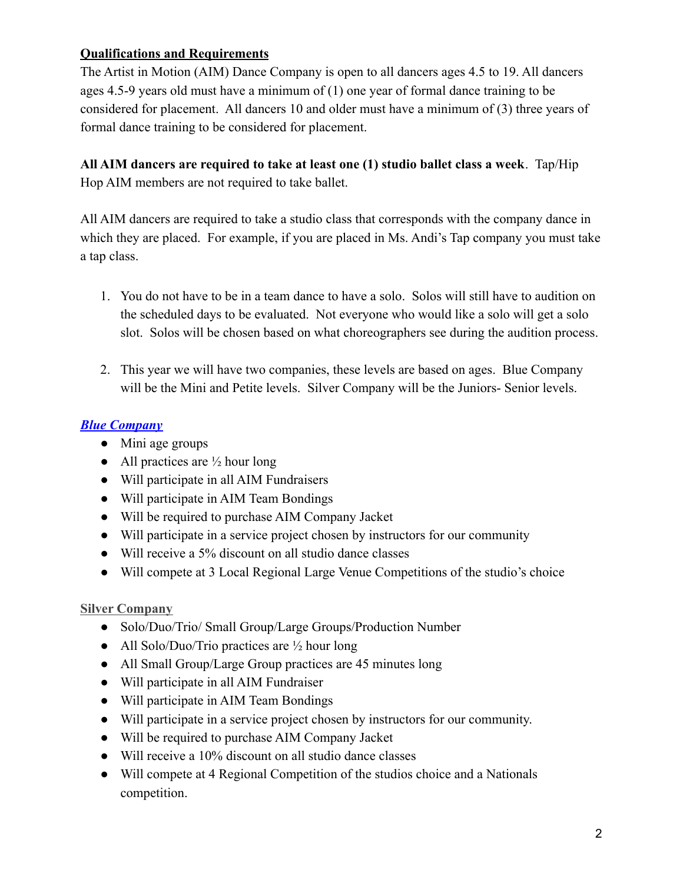## Qualifications and Requirements

The Artist in Motion (AIM) Dance Company is open to all dancers ages 4.5 to 19. All dancers ages 4.5-9 years old must have a minimum of (1) one year of formal dance training to be considered for placement. All dancers 10 and older must have a minimum of (3) three years of formal dance training to be considered for placement.

**All AIM dancers are required to take at least one (1) studio ballet class a week**. Tap/Hip Hop AIM members are not required to take ballet.

All AIM dancers are required to take a studio class that corresponds with the company dance in which they are placed. For example, if you are placed in Ms. Andi's Tap company you must take a tap class.

1. You do not have to be in a team dance to have a solo. Solos will still have to audition on the scheduled days to be evaluated. Not everyone who would like a solo will get a solo slot. Solos will be chosen based on what choreographers see during the audition process.

2. This year we will have two companies, these levels are based on ages. Blue Company will be the Mini and Petite levels. Silver Company will be the Juniors- Senior levels.

### ***Blue Company***

- Mini age groups
- All practices are ½ hour long
- Will participate in all AIM Fundraisers
- Will participate in AIM Team Bondings
- Will be required to purchase AIM Company Jacket
- Will participate in a service project chosen by instructors for our community
- Will receive a 5% discount on all studio dance classes
- Will compete at 3 Local Regional Large Venue Competitions of the studio's choice

### **Silver Company**

- Solo/Duo/Trio/ Small Group/Large Groups/Production Number
- All Solo/Duo/Trio practices are ½ hour long
- All Small Group/Large Group practices are 45 minutes long
- Will participate in all AIM Fundraiser
- Will participate in AIM Team Bondings
- Will participate in a service project chosen by instructors for our community.
- Will be required to purchase AIM Company Jacket
- Will receive a 10% discount on all studio dance classes
- Will compete at 4 Regional Competition of the studios choice and a Nationals competition.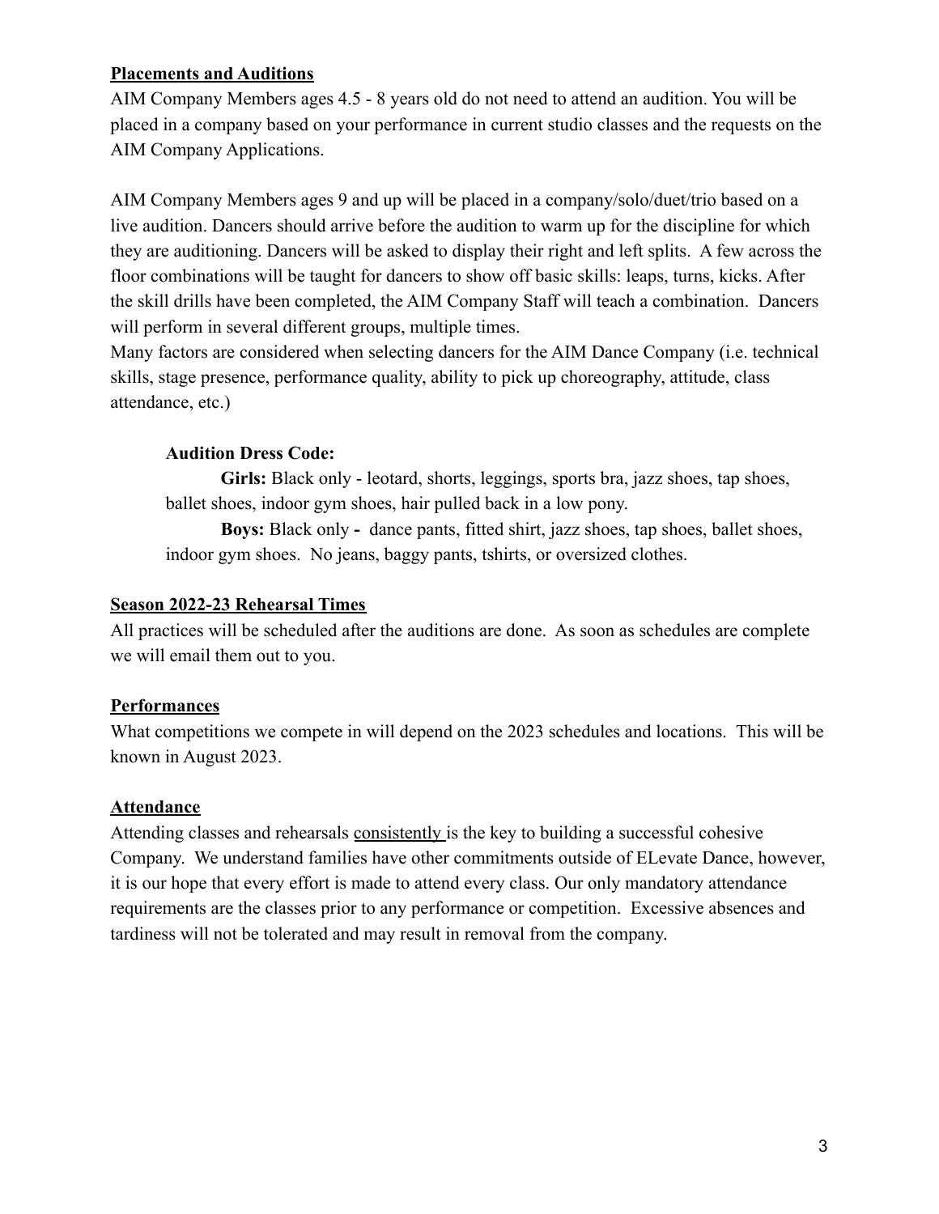## Placements and Auditions

AIM Company Members ages 4.5 - 8 years old do not need to attend an audition. You will be placed in a company based on your performance in current studio classes and the requests on the AIM Company Applications.

AIM Company Members ages 9 and up will be placed in a company/solo/duet/trio based on a live audition. Dancers should arrive before the audition to warm up for the discipline for which they are auditioning. Dancers will be asked to display their right and left splits. A few across the floor combinations will be taught for dancers to show off basic skills: leaps, turns, kicks. After the skill drills have been completed, the AIM Company Staff will teach a combination. Dancers will perform in several different groups, multiple times.

Many factors are considered when selecting dancers for the AIM Dance Company (i.e. technical skills, stage presence, performance quality, ability to pick up choreography, attitude, class attendance, etc.)

**Audition Dress Code:**

**Girls:** Black only - leotard, shorts, leggings, sports bra, jazz shoes, tap shoes, ballet shoes, indoor gym shoes, hair pulled back in a low pony.

**Boys:** Black only **-** dance pants, fitted shirt, jazz shoes, tap shoes, ballet shoes, indoor gym shoes. No jeans, baggy pants, tshirts, or oversized clothes.

## Season 2022-23 Rehearsal Times

All practices will be scheduled after the auditions are done. As soon as schedules are complete we will email them out to you.

## Performances

What competitions we compete in will depend on the 2023 schedules and locations. This will be known in August 2023.

## Attendance

Attending classes and rehearsals consistently is the key to building a successful cohesive Company. We understand families have other commitments outside of ELevate Dance, however, it is our hope that every effort is made to attend every class. Our only mandatory attendance requirements are the classes prior to any performance or competition. Excessive absences and tardiness will not be tolerated and may result in removal from the company.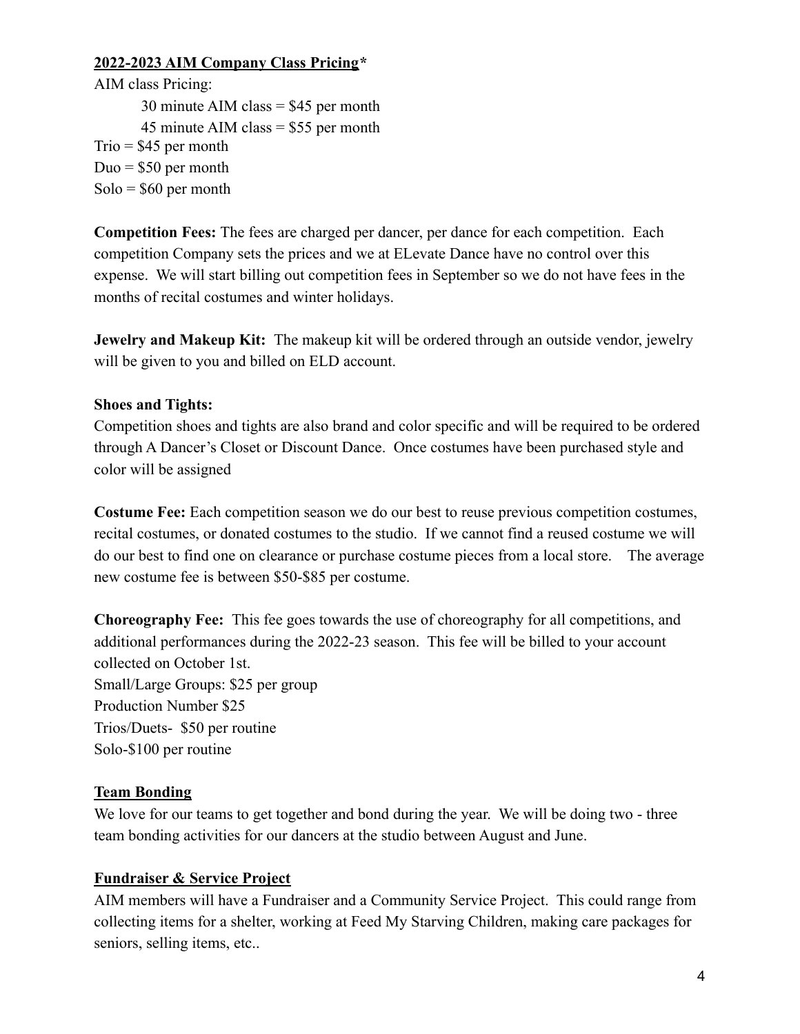**2022-2023 AIM Company Class Pricing***

AIM class Pricing:

30 minute AIM class = $45 per month

45 minute AIM class = $55 per month

Trio = $45 per month

Duo = $50 per month

Solo = $60 per month

**Competition Fees:** The fees are charged per dancer, per dance for each competition. Each competition Company sets the prices and we at ELevate Dance have no control over this expense. We will start billing out competition fees in September so we do not have fees in the months of recital costumes and winter holidays.

**Jewelry and Makeup Kit:** The makeup kit will be ordered through an outside vendor, jewelry will be given to you and billed on ELD account.

**Shoes and Tights:**

Competition shoes and tights are also brand and color specific and will be required to be ordered through A Dancer's Closet or Discount Dance. Once costumes have been purchased style and color will be assigned

**Costume Fee:** Each competition season we do our best to reuse previous competition costumes, recital costumes, or donated costumes to the studio. If we cannot find a reused costume we will do our best to find one on clearance or purchase costume pieces from a local store. The average new costume fee is between $50-$85 per costume.

**Choreography Fee:** This fee goes towards the use of choreography for all competitions, and additional performances during the 2022-23 season. This fee will be billed to your account collected on October 1st.

Small/Large Groups: $25 per group

Production Number $25

Trios/Duets- $50 per routine

Solo-$100 per routine

**Team Bonding**

We love for our teams to get together and bond during the year. We will be doing two - three team bonding activities for our dancers at the studio between August and June.

**Fundraiser & Service Project**

AIM members will have a Fundraiser and a Community Service Project. This could range from collecting items for a shelter, working at Feed My Starving Children, making care packages for seniors, selling items, etc..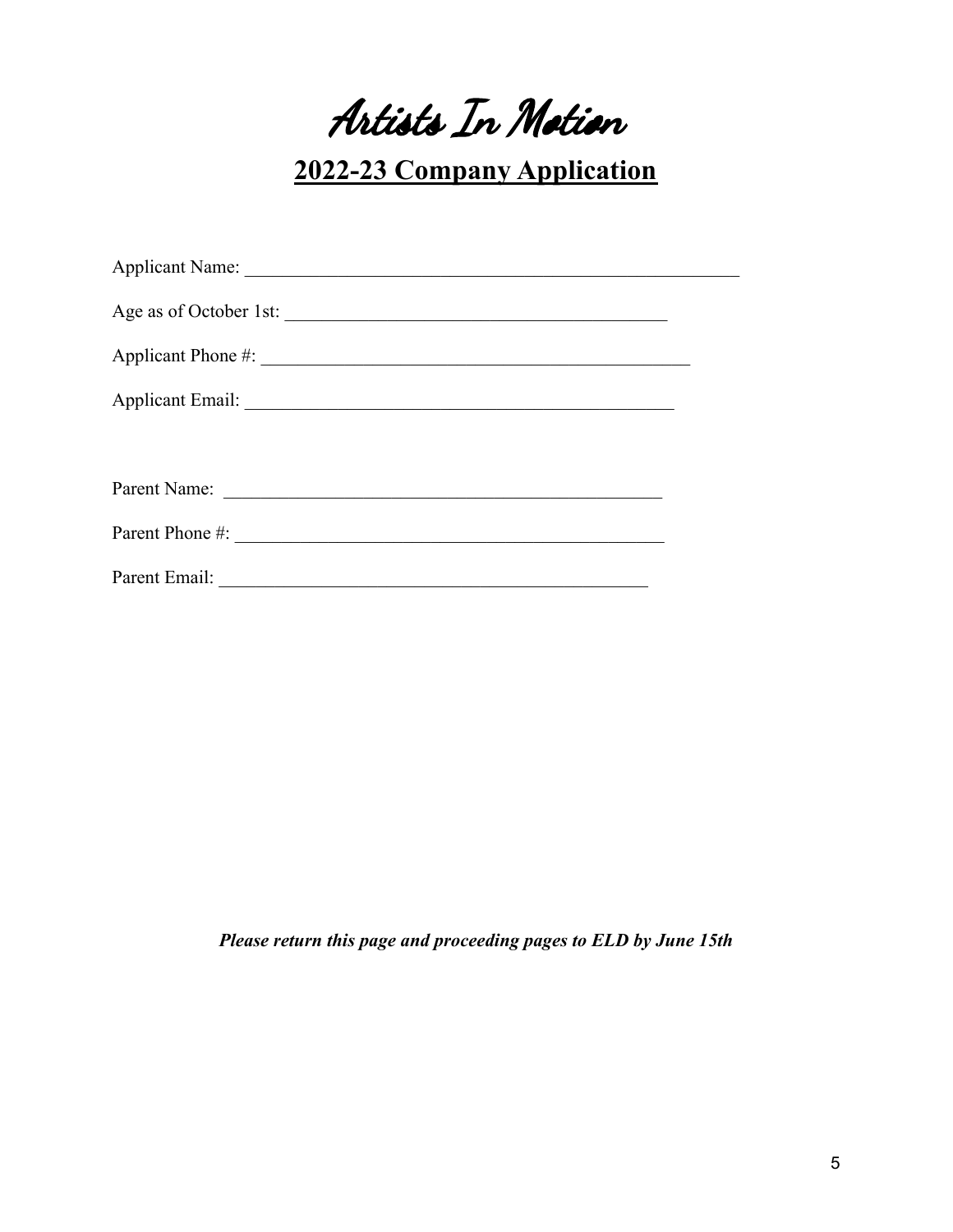# Artists In Motion

## 2022-23 Company Application

Applicant Name: ________________________________________________________

Age as of October 1st: __________________________________________

Applicant Phone #: _______________________________________________

Applicant Email: ________________________________________________

Parent Name: __________________________________________________

Parent Phone #: ________________________________________________

Parent Email: _________________________________________________

***Please return this page and proceeding pages to ELD by June 15th***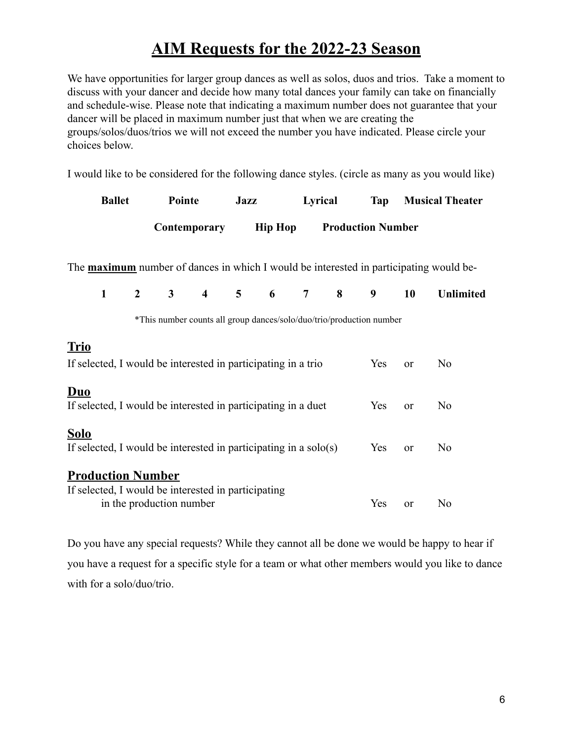# AIM Requests for the 2022-23 Season

We have opportunities for larger group dances as well as solos, duos and trios. Take a moment to discuss with your dancer and decide how many total dances your family can take on financially and schedule-wise. Please note that indicating a maximum number does not guarantee that your dancer will be placed in maximum number just that when we are creating the groups/solos/duos/trios we will not exceed the number you have indicated. Please circle your choices below.

I would like to be considered for the following dance styles. (circle as many as you would like)

**Ballet** **Pointe** **Jazz** **Lyrical** **Tap** **Musical Theater**

**Contemporary** **Hip Hop** **Production Number**

The **maximum** number of dances in which I would be interested in participating would be-

**1** **2** **3** **4** **5** **6** **7** **8** **9** **10** **Unlimited**

*This number counts all group dances/solo/duo/trio/production number

## Trio

If selected, I would be interested in participating in a trio Yes or No

## Duo

If selected, I would be interested in participating in a duet Yes or No

## Solo

If selected, I would be interested in participating in a solo(s) Yes or No

## Production Number

If selected, I would be interested in participating in the production number Yes or No

Do you have any special requests? While they cannot all be done we would be happy to hear if you have a request for a specific style for a team or what other members would you like to dance with for a solo/duo/trio.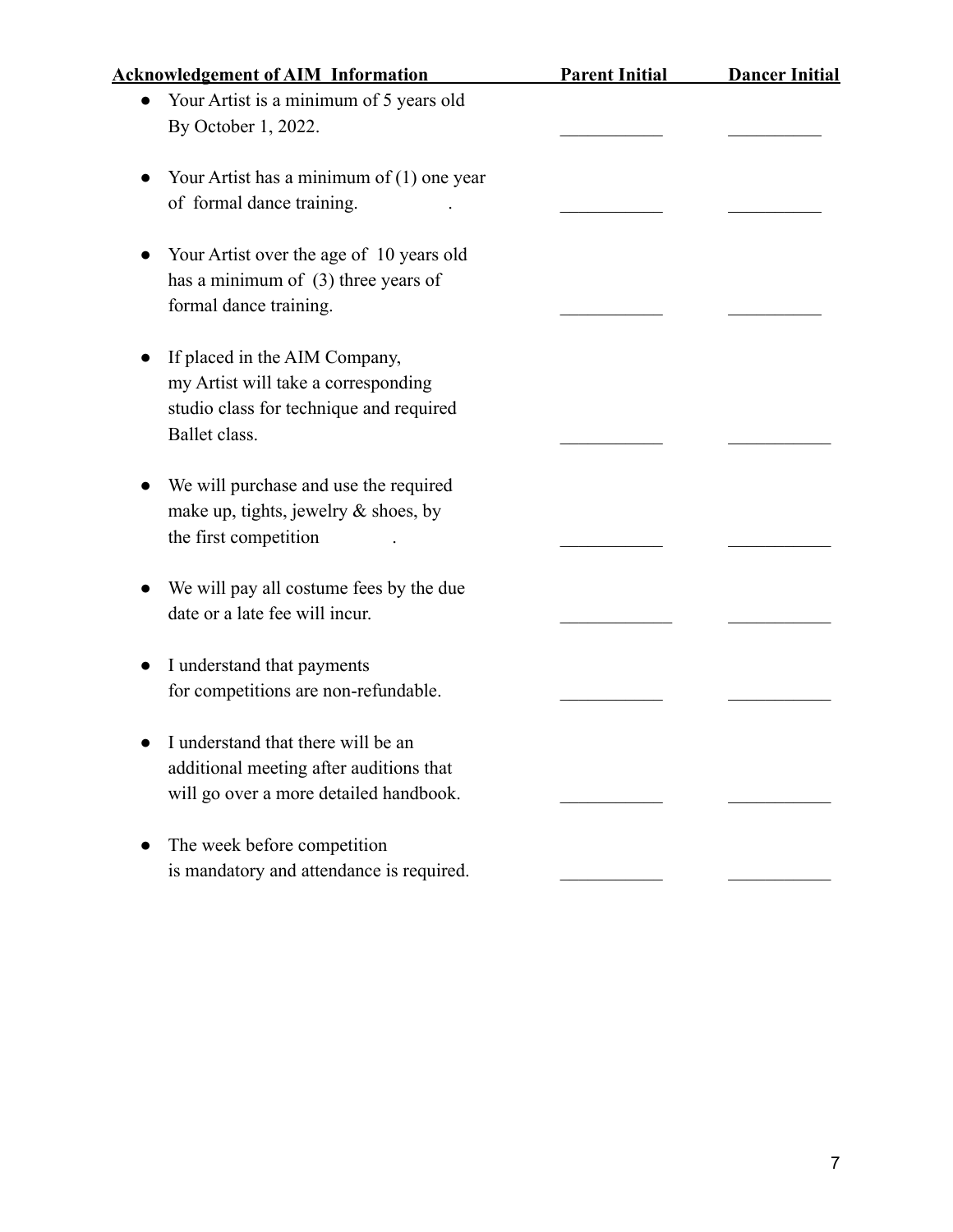| **Acknowledgement of AIM Information** | **Parent Initial** | **Dancer Initial** |
| --- | --- | --- |
| ● Your Artist is a minimum of 5 years old By October 1, 2022. | ___________ | __________ |
| ● Your Artist has a minimum of (1) one year of formal dance training. | ___________ | __________ |
| ● Your Artist over the age of 10 years old has a minimum of (3) three years of formal dance training. | ___________ | __________ |
| ● If placed in the AIM Company, my Artist will take a corresponding studio class for technique and required Ballet class. | ___________ | ___________ |
| ● We will purchase and use the required make up, tights, jewelry & shoes, by the first competition. | ___________ | ___________ |
| ● We will pay all costume fees by the due date or a late fee will incur. | ____________ | ___________ |
| ● I understand that payments for competitions are non-refundable. | ___________ | ___________ |
| ● I understand that there will be an additional meeting after auditions that will go over a more detailed handbook. | ___________ | ___________ |
| ● The week before competition is mandatory and attendance is required. | ___________ | ___________ |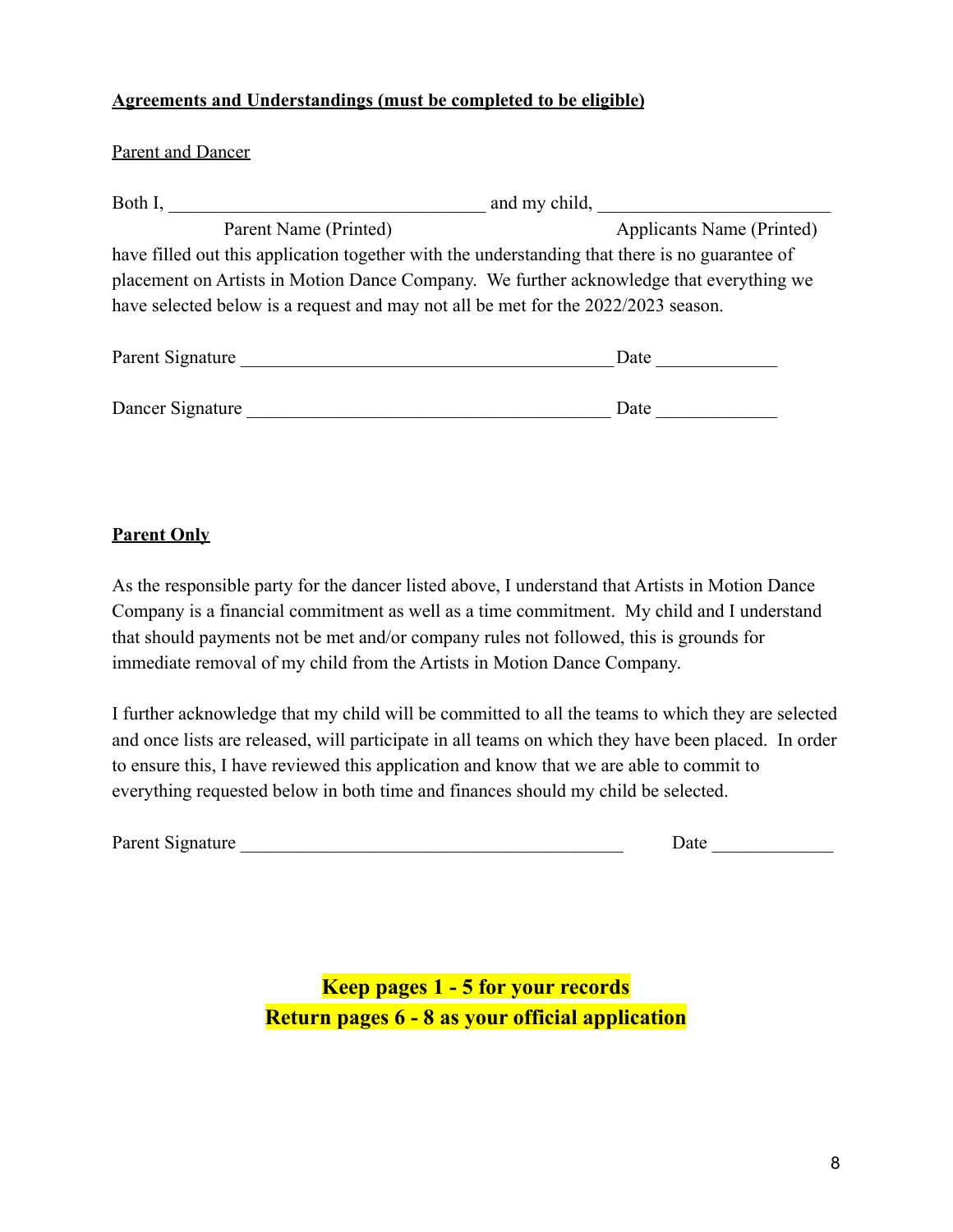**<u>Agreements and Understandings (must be completed to be eligible)</u>**

<u>Parent and Dancer</u>

Both I, ___________________________________ and my child, __________________________

Parent Name (Printed) Applicants Name (Printed)

have filled out this application together with the understanding that there is no guarantee of placement on Artists in Motion Dance Company. We further acknowledge that everything we have selected below is a request and may not all be met for the 2022/2023 season.

Parent Signature _________________________________________ Date _____________

Dancer Signature ________________________________________ Date _____________

**<u>Parent Only</u>**

As the responsible party for the dancer listed above, I understand that Artists in Motion Dance Company is a financial commitment as well as a time commitment. My child and I understand that should payments not be met and/or company rules not followed, this is grounds for immediate removal of my child from the Artists in Motion Dance Company.

I further acknowledge that my child will be committed to all the teams to which they are selected and once lists are released, will participate in all teams on which they have been placed. In order to ensure this, I have reviewed this application and know that we are able to commit to everything requested below in both time and finances should my child be selected.

Parent Signature __________________________________________ Date _____________

**Keep pages 1 - 5 for your records**
**Return pages 6 - 8 as your official application**